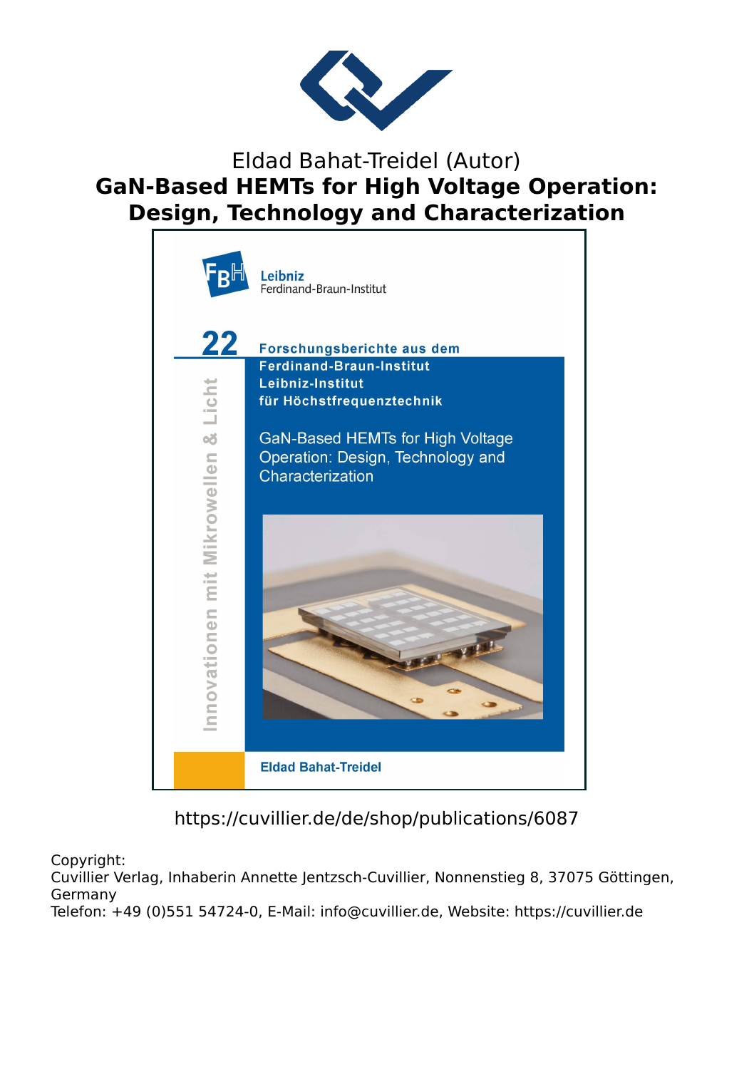Eldad Bahat-Treidel (Autor)

# GaN-Based HEMTs for High Voltage Operation: Design, Technology and Characterization

Leibniz
Ferdinand-Braun-Institut

22 Forschungsberichte aus dem Ferdinand-Braun-Institut Leibniz-Institut für Höchstfrequenztechnik

Innovationen mit Mikrowellen & Licht

GaN-Based HEMTs for High Voltage Operation: Design, Technology and Characterization

Eldad Bahat-Treidel

https://cuvillier.de/de/shop/publications/6087

Copyright:
Cuvillier Verlag, Inhaberin Annette Jentzsch-Cuvillier, Nonnenstieg 8, 37075 Göttingen, Germany
Telefon: +49 (0)551 54724-0, E-Mail: info@cuvillier.de, Website: https://cuvillier.de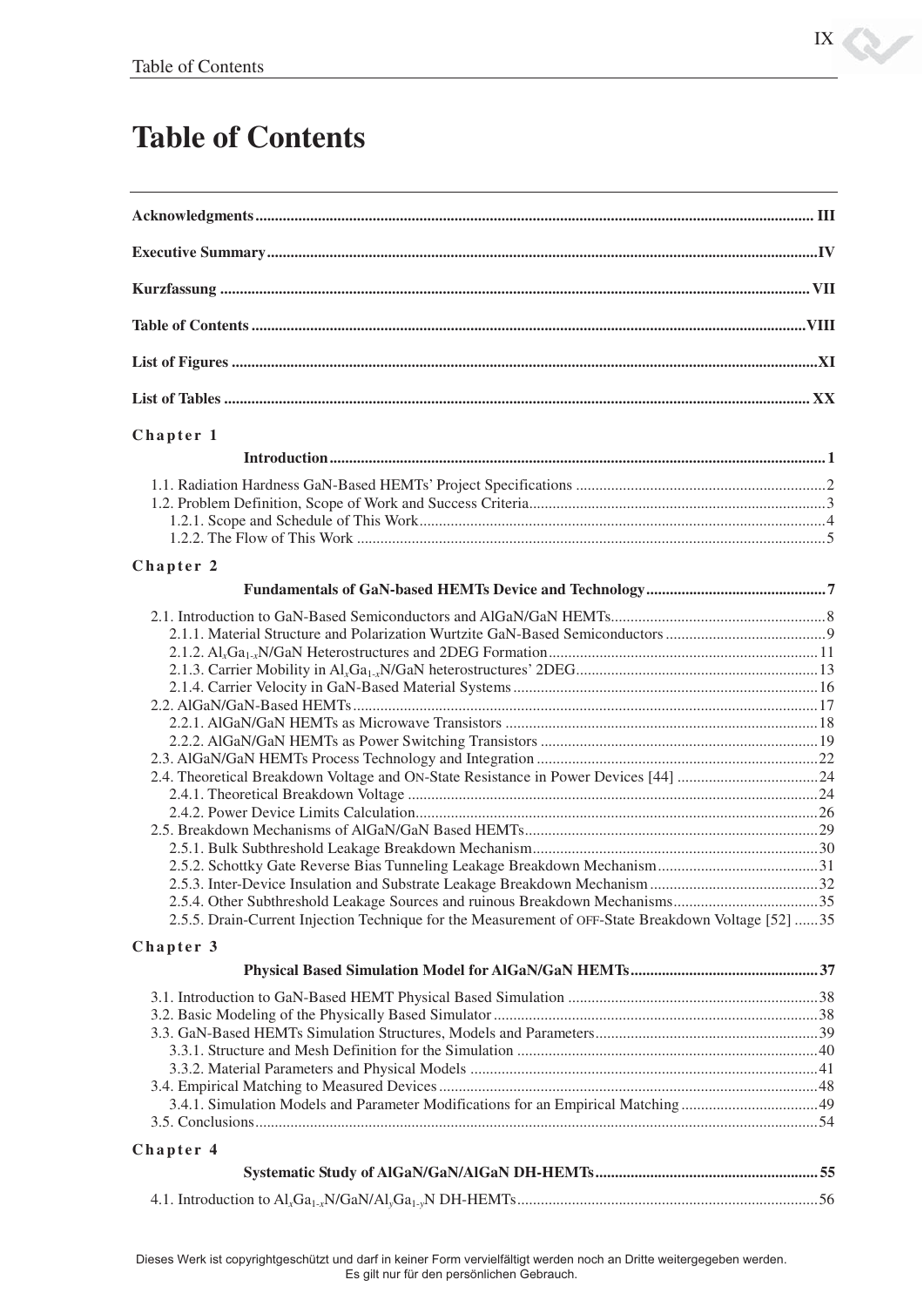# Table of Contents

**Acknowledgments** ........................................................................................................ III

**Executive Summary** ........................................................................................................ IV

**Kurzfassung** ........................................................................................................ VII

**Table of Contents** ........................................................................................................ VIII

**List of Figures** ........................................................................................................ XI

**List of Tables** ........................................................................................................ XX

## Chapter 1

**Introduction** ........................................................................................................ 1

1.1. Radiation Hardness GaN-Based HEMTs' Project Specifications ........................................ 2
1.2. Problem Definition, Scope of Work and Success Criteria ........................................ 3
 1.2.1. Scope and Schedule of This Work ........................................ 4
 1.2.2. The Flow of This Work ........................................ 5

## Chapter 2

**Fundamentals of GaN-based HEMTs Device and Technology** ........................................ 7

2.1. Introduction to GaN-Based Semiconductors and AlGaN/GaN HEMTs ........................................ 8
 2.1.1. Material Structure and Polarization Wurtzite GaN-Based Semiconductors ........................................ 9
 2.1.2. $Al_xGa_{1-x}N$/GaN Heterostructures and 2DEG Formation ........................................ 11
 2.1.3. Carrier Mobility in $Al_xGa_{1-x}N$/GaN heterostructures' 2DEG ........................................ 13
 2.1.4. Carrier Velocity in GaN-Based Material Systems ........................................ 16
2.2. AlGaN/GaN-Based HEMTs ........................................ 17
 2.2.1. AlGaN/GaN HEMTs as Microwave Transistors ........................................ 18
 2.2.2. AlGaN/GaN HEMTs as Power Switching Transistors ........................................ 19
2.3. AlGaN/GaN HEMTs Process Technology and Integration ........................................ 22
2.4. Theoretical Breakdown Voltage and ON-State Resistance in Power Devices [44] ........................................ 24
 2.4.1. Theoretical Breakdown Voltage ........................................ 24
 2.4.2. Power Device Limits Calculation ........................................ 26
2.5. Breakdown Mechanisms of AlGaN/GaN Based HEMTs ........................................ 29
 2.5.1. Bulk Subthreshold Leakage Breakdown Mechanism ........................................ 30
 2.5.2. Schottky Gate Reverse Bias Tunneling Leakage Breakdown Mechanism ........................................ 31
 2.5.3. Inter-Device Insulation and Substrate Leakage Breakdown Mechanism ........................................ 32
 2.5.4. Other Subthreshold Leakage Sources and ruinous Breakdown Mechanisms ........................................ 35
 2.5.5. Drain-Current Injection Technique for the Measurement of OFF-State Breakdown Voltage [52] ........................................ 35

## Chapter 3

**Physical Based Simulation Model for AlGaN/GaN HEMTs** ........................................ 37

3.1. Introduction to GaN-Based HEMT Physical Based Simulation ........................................ 38
3.2. Basic Modeling of the Physically Based Simulator ........................................ 38
3.3. GaN-Based HEMTs Simulation Structures, Models and Parameters ........................................ 39
 3.3.1. Structure and Mesh Definition for the Simulation ........................................ 40
 3.3.2. Material Parameters and Physical Models ........................................ 41
3.4. Empirical Matching to Measured Devices ........................................ 48
 3.4.1. Simulation Models and Parameter Modifications for an Empirical Matching ........................................ 49
3.5. Conclusions ........................................ 54

## Chapter 4

**Systematic Study of AlGaN/GaN/AlGaN DH-HEMTs** ........................................ 55

4.1. Introduction to $Al_xGa_{1-x}N$/GaN/$Al_yGa_{1-y}N$ DH-HEMTs ........................................ 56

Dieses Werk ist copyrightgeschützt und darf in keiner Form vervielfältigt werden noch an Dritte weitergegeben werden. Es gilt nur für den persönlichen Gebrauch.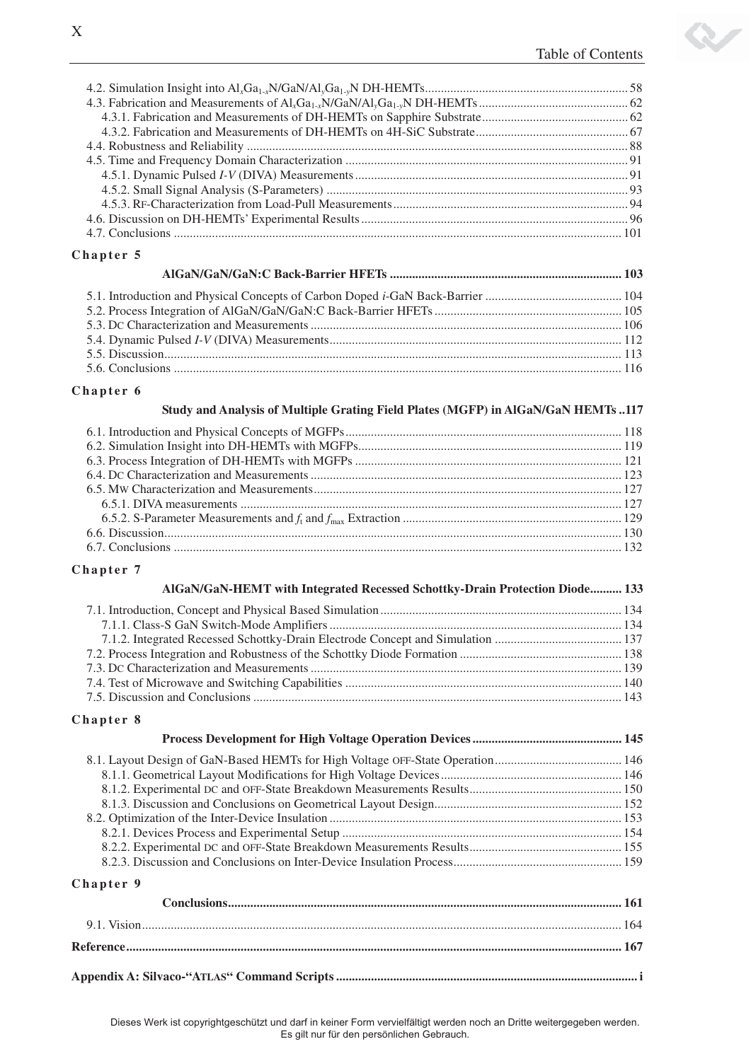4.2. Simulation Insight into $Al_xGa_{1-x}N/GaN/Al_yGa_{1-y}N$ DH-HEMTs ... 58
4.3. Fabrication and Measurements of $Al_xGa_{1-x}N/GaN/Al_yGa_{1-y}N$ DH-HEMTs ... 62
4.3.1. Fabrication and Measurements of DH-HEMTs on Sapphire Substrate ... 62
4.3.2. Fabrication and Measurements of DH-HEMTs on 4H-SiC Substrate ... 67
4.4. Robustness and Reliability ... 88
4.5. Time and Frequency Domain Characterization ... 91
4.5.1. Dynamic Pulsed *I-V* (DIVA) Measurements ... 91
4.5.2. Small Signal Analysis (S-Parameters) ... 93
4.5.3. RF-Characterization from Load-Pull Measurements ... 94
4.6. Discussion on DH-HEMTs' Experimental Results ... 96
4.7. Conclusions ... 101

## Chapter 5

**AlGaN/GaN/GaN:C Back-Barrier HFETs ... 103**

5.1. Introduction and Physical Concepts of Carbon Doped *i*-GaN Back-Barrier ... 104
5.2. Process Integration of AlGaN/GaN/GaN:C Back-Barrier HFETs ... 105
5.3. DC Characterization and Measurements ... 106
5.4. Dynamic Pulsed *I-V* (DIVA) Measurements ... 112
5.5. Discussion ... 113
5.6. Conclusions ... 116

## Chapter 6

**Study and Analysis of Multiple Grating Field Plates (MGFP) in AlGaN/GaN HEMTs .. 117**

6.1. Introduction and Physical Concepts of MGFPs ... 118
6.2. Simulation Insight into DH-HEMTs with MGFPs ... 119
6.3. Process Integration of DH-HEMTs with MGFPs ... 121
6.4. DC Characterization and Measurements ... 123
6.5. MW Characterization and Measurements ... 127
6.5.1. DIVA measurements ... 127
6.5.2. S-Parameter Measurements and $f_t$ and $f_{max}$ Extraction ... 129
6.6. Discussion ... 130
6.7. Conclusions ... 132

## Chapter 7

**AlGaN/GaN-HEMT with Integrated Recessed Schottky-Drain Protection Diode ... 133**

7.1. Introduction, Concept and Physical Based Simulation ... 134
7.1.1. Class-S GaN Switch-Mode Amplifiers ... 134
7.1.2. Integrated Recessed Schottky-Drain Electrode Concept and Simulation ... 137
7.2. Process Integration and Robustness of the Schottky Diode Formation ... 138
7.3. DC Characterization and Measurements ... 139
7.4. Test of Microwave and Switching Capabilities ... 140
7.5. Discussion and Conclusions ... 143

## Chapter 8

**Process Development for High Voltage Operation Devices ... 145**

8.1. Layout Design of GaN-Based HEMTs for High Voltage OFF-State Operation ... 146
8.1.1. Geometrical Layout Modifications for High Voltage Devices ... 146
8.1.2. Experimental DC and OFF-State Breakdown Measurements Results ... 150
8.1.3. Discussion and Conclusions on Geometrical Layout Design ... 152
8.2. Optimization of the Inter-Device Insulation ... 153
8.2.1. Devices Process and Experimental Setup ... 154
8.2.2. Experimental DC and OFF-State Breakdown Measurements Results ... 155
8.2.3. Discussion and Conclusions on Inter-Device Insulation Process ... 159

## Chapter 9

**Conclusions ... 161**

9.1. Vision ... 164

**Reference ... 167**

**Appendix A: Silvaco-“ATLAS“ Command Scripts ... i**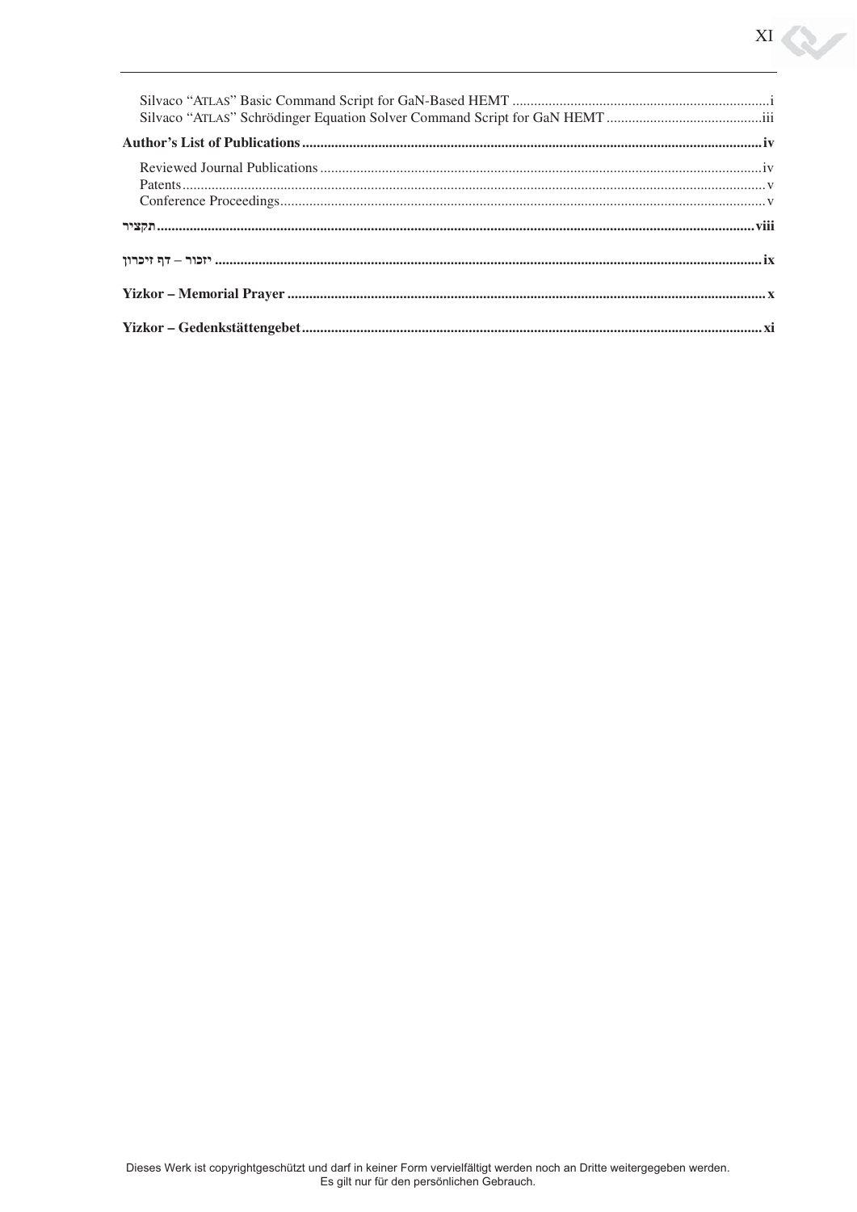Silvaco "ATLAS" Basic Command Script for GaN-Based HEMT ....................................................................... i
Silvaco "ATLAS" Schrödinger Equation Solver Command Script for GaN HEMT ........................................... iii

**Author's List of Publications ......................................................................................................................... iv**

Reviewed Journal Publications ........................................................................................................................ iv
Patents ............................................................................................................................................................... v
Conference Proceedings .................................................................................................................................... v

**תקציר ............................................................................................................................................................ viii**

**יזכור – דף זיכרון .......................................................................................................................................... ix**

**Yizkor – Memorial Prayer ................................................................................................................................ x**

**Yizkor – Gedenkstättengebet .......................................................................................................................... xi**